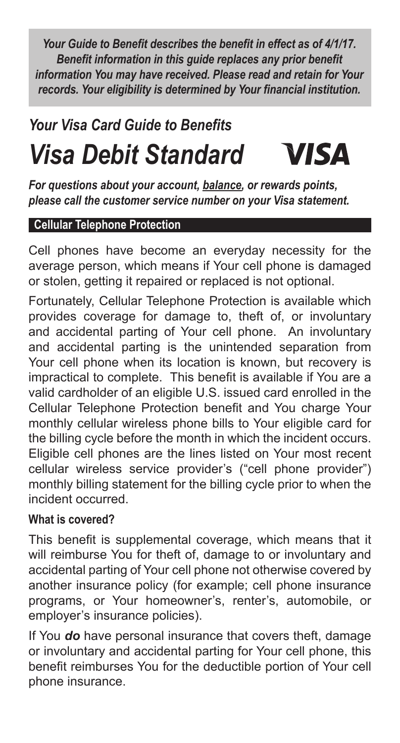***Your Guide to Benefit describes the benefit in effect as of 4/1/17. Benefit information in this guide replaces any prior benefit information You may have received. Please read and retain for Your records. Your eligibility is determined by Your financial institution.***

## *Your Visa Card Guide to Benefits*

# *Visa Debit Standard* VISA

***For questions about your account, balance, or rewards points, please call the customer service number on your Visa statement.***

### Cellular Telephone Protection

Cell phones have become an everyday necessity for the average person, which means if Your cell phone is damaged or stolen, getting it repaired or replaced is not optional.

Fortunately, Cellular Telephone Protection is available which provides coverage for damage to, theft of, or involuntary and accidental parting of Your cell phone. An involuntary and accidental parting is the unintended separation from Your cell phone when its location is known, but recovery is impractical to complete. This benefit is available if You are a valid cardholder of an eligible U.S. issued card enrolled in the Cellular Telephone Protection benefit and You charge Your monthly cellular wireless phone bills to Your eligible card for the billing cycle before the month in which the incident occurs. Eligible cell phones are the lines listed on Your most recent cellular wireless service provider's ("cell phone provider") monthly billing statement for the billing cycle prior to when the incident occurred.

**What is covered?**

This benefit is supplemental coverage, which means that it will reimburse You for theft of, damage to or involuntary and accidental parting of Your cell phone not otherwise covered by another insurance policy (for example; cell phone insurance programs, or Your homeowner's, renter's, automobile, or employer's insurance policies).

If You ***do*** have personal insurance that covers theft, damage or involuntary and accidental parting for Your cell phone, this benefit reimburses You for the deductible portion of Your cell phone insurance.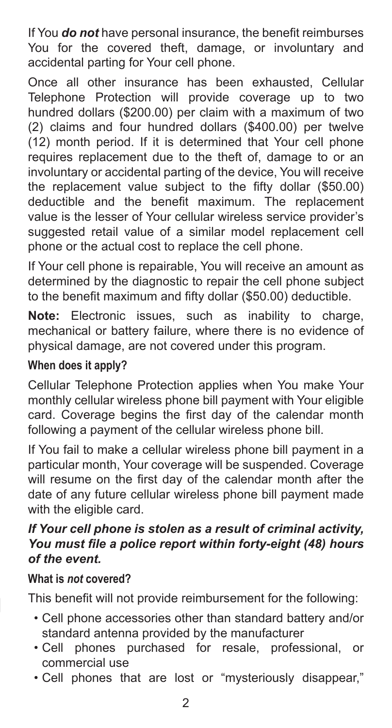If You ***do not*** have personal insurance, the benefit reimburses You for the covered theft, damage, or involuntary and accidental parting for Your cell phone.

Once all other insurance has been exhausted, Cellular Telephone Protection will provide coverage up to two hundred dollars ($200.00) per claim with a maximum of two (2) claims and four hundred dollars ($400.00) per twelve (12) month period. If it is determined that Your cell phone requires replacement due to the theft of, damage to or an involuntary or accidental parting of the device, You will receive the replacement value subject to the fifty dollar ($50.00) deductible and the benefit maximum. The replacement value is the lesser of Your cellular wireless service provider's suggested retail value of a similar model replacement cell phone or the actual cost to replace the cell phone.

If Your cell phone is repairable, You will receive an amount as determined by the diagnostic to repair the cell phone subject to the benefit maximum and fifty dollar ($50.00) deductible.

**Note:** Electronic issues, such as inability to charge, mechanical or battery failure, where there is no evidence of physical damage, are not covered under this program.

### When does it apply?

Cellular Telephone Protection applies when You make Your monthly cellular wireless phone bill payment with Your eligible card. Coverage begins the first day of the calendar month following a payment of the cellular wireless phone bill.

If You fail to make a cellular wireless phone bill payment in a particular month, Your coverage will be suspended. Coverage will resume on the first day of the calendar month after the date of any future cellular wireless phone bill payment made with the eligible card.

***If Your cell phone is stolen as a result of criminal activity, You must file a police report within forty-eight (48) hours of the event.***

### What is *not* covered?

This benefit will not provide reimbursement for the following:

- Cell phone accessories other than standard battery and/or standard antenna provided by the manufacturer
- Cell phones purchased for resale, professional, or commercial use
- Cell phones that are lost or "mysteriously disappear,"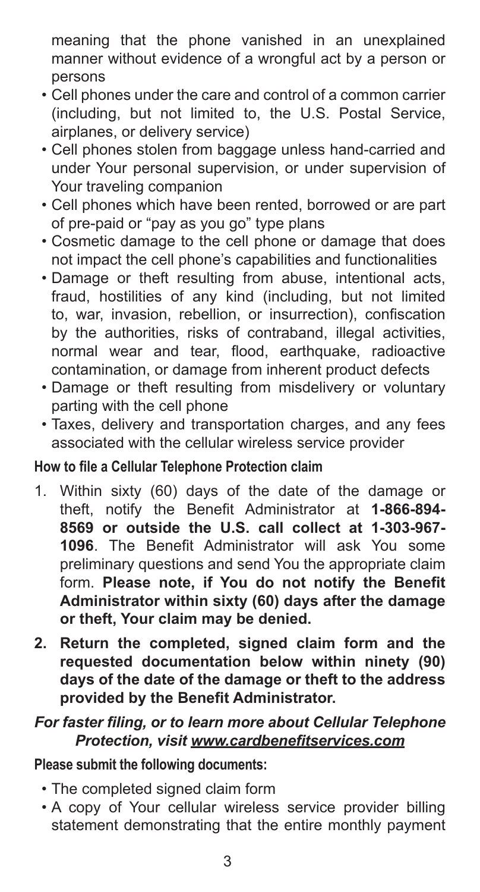meaning that the phone vanished in an unexplained manner without evidence of a wrongful act by a person or persons

- Cell phones under the care and control of a common carrier (including, but not limited to, the U.S. Postal Service, airplanes, or delivery service)
- Cell phones stolen from baggage unless hand-carried and under Your personal supervision, or under supervision of Your traveling companion
- Cell phones which have been rented, borrowed or are part of pre-paid or "pay as you go" type plans
- Cosmetic damage to the cell phone or damage that does not impact the cell phone's capabilities and functionalities
- Damage or theft resulting from abuse, intentional acts, fraud, hostilities of any kind (including, but not limited to, war, invasion, rebellion, or insurrection), confiscation by the authorities, risks of contraband, illegal activities, normal wear and tear, flood, earthquake, radioactive contamination, or damage from inherent product defects
- Damage or theft resulting from misdelivery or voluntary parting with the cell phone
- Taxes, delivery and transportation charges, and any fees associated with the cellular wireless service provider

**How to file a Cellular Telephone Protection claim**

1. Within sixty (60) days of the date of the damage or theft, notify the Benefit Administrator at **1-866-894-8569 or outside the U.S. call collect at 1-303-967-1096**. The Benefit Administrator will ask You some preliminary questions and send You the appropriate claim form. **Please note, if You do not notify the Benefit Administrator within sixty (60) days after the damage or theft, Your claim may be denied.**
2. **Return the completed, signed claim form and the requested documentation below within ninety (90) days of the date of the damage or theft to the address provided by the Benefit Administrator.**

***For faster filing, or to learn more about Cellular Telephone Protection, visit [www.cardbenefitservices.com](www.cardbenefitservices.com)***

**Please submit the following documents:**

- The completed signed claim form
- A copy of Your cellular wireless service provider billing statement demonstrating that the entire monthly payment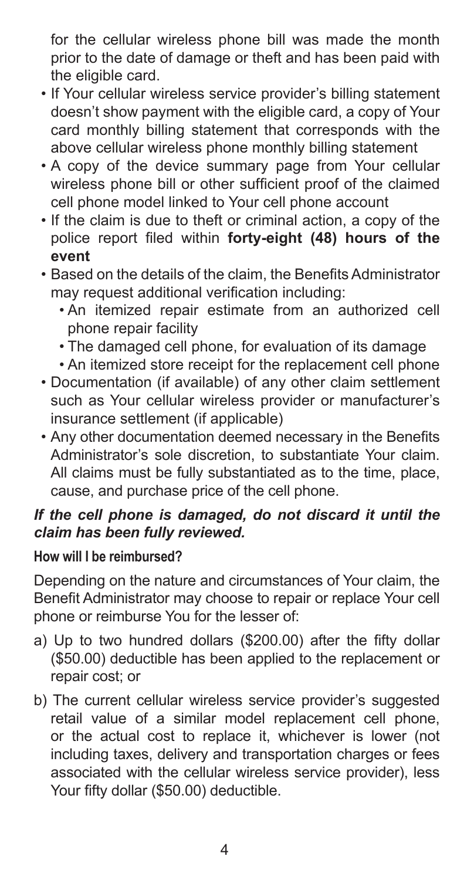for the cellular wireless phone bill was made the month prior to the date of damage or theft and has been paid with the eligible card.

- If Your cellular wireless service provider's billing statement doesn't show payment with the eligible card, a copy of Your card monthly billing statement that corresponds with the above cellular wireless phone monthly billing statement
- A copy of the device summary page from Your cellular wireless phone bill or other sufficient proof of the claimed cell phone model linked to Your cell phone account
- If the claim is due to theft or criminal action, a copy of the police report filed within **forty-eight (48) hours of the event**
- Based on the details of the claim, the Benefits Administrator may request additional verification including:
  - An itemized repair estimate from an authorized cell phone repair facility
  - The damaged cell phone, for evaluation of its damage
  - An itemized store receipt for the replacement cell phone
- Documentation (if available) of any other claim settlement such as Your cellular wireless provider or manufacturer's insurance settlement (if applicable)
- Any other documentation deemed necessary in the Benefits Administrator's sole discretion, to substantiate Your claim. All claims must be fully substantiated as to the time, place, cause, and purchase price of the cell phone.

***If the cell phone is damaged, do not discard it until the claim has been fully reviewed.***

**How will I be reimbursed?**

Depending on the nature and circumstances of Your claim, the Benefit Administrator may choose to repair or replace Your cell phone or reimburse You for the lesser of:

a) Up to two hundred dollars ($200.00) after the fifty dollar ($50.00) deductible has been applied to the replacement or repair cost; or

b) The current cellular wireless service provider's suggested retail value of a similar model replacement cell phone, or the actual cost to replace it, whichever is lower (not including taxes, delivery and transportation charges or fees associated with the cellular wireless service provider), less Your fifty dollar ($50.00) deductible.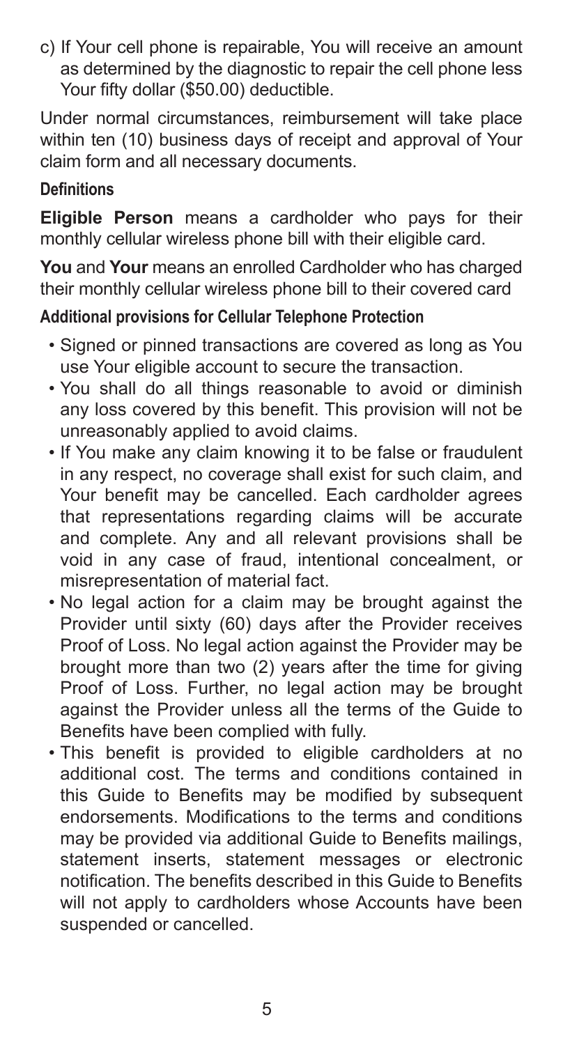c) If Your cell phone is repairable, You will receive an amount as determined by the diagnostic to repair the cell phone less Your fifty dollar ($50.00) deductible.

Under normal circumstances, reimbursement will take place within ten (10) business days of receipt and approval of Your claim form and all necessary documents.

### Definitions

**Eligible Person** means a cardholder who pays for their monthly cellular wireless phone bill with their eligible card.

**You** and **Your** means an enrolled Cardholder who has charged their monthly cellular wireless phone bill to their covered card

### Additional provisions for Cellular Telephone Protection

- Signed or pinned transactions are covered as long as You use Your eligible account to secure the transaction.
- You shall do all things reasonable to avoid or diminish any loss covered by this benefit. This provision will not be unreasonably applied to avoid claims.
- If You make any claim knowing it to be false or fraudulent in any respect, no coverage shall exist for such claim, and Your benefit may be cancelled. Each cardholder agrees that representations regarding claims will be accurate and complete. Any and all relevant provisions shall be void in any case of fraud, intentional concealment, or misrepresentation of material fact.
- No legal action for a claim may be brought against the Provider until sixty (60) days after the Provider receives Proof of Loss. No legal action against the Provider may be brought more than two (2) years after the time for giving Proof of Loss. Further, no legal action may be brought against the Provider unless all the terms of the Guide to Benefits have been complied with fully.
- This benefit is provided to eligible cardholders at no additional cost. The terms and conditions contained in this Guide to Benefits may be modified by subsequent endorsements. Modifications to the terms and conditions may be provided via additional Guide to Benefits mailings, statement inserts, statement messages or electronic notification. The benefits described in this Guide to Benefits will not apply to cardholders whose Accounts have been suspended or cancelled.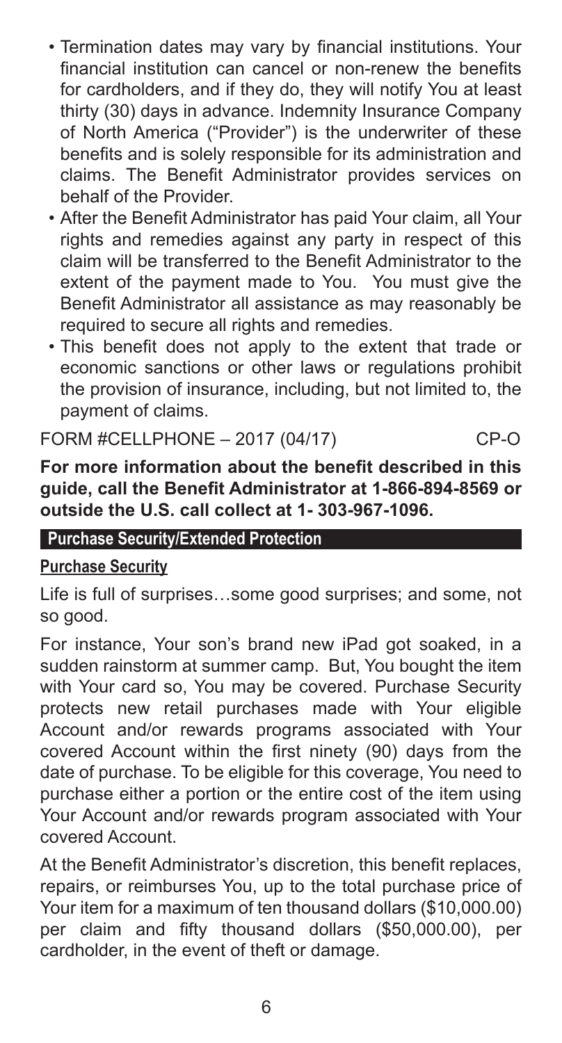- Termination dates may vary by financial institutions. Your financial institution can cancel or non-renew the benefits for cardholders, and if they do, they will notify You at least thirty (30) days in advance. Indemnity Insurance Company of North America ("Provider") is the underwriter of these benefits and is solely responsible for its administration and claims. The Benefit Administrator provides services on behalf of the Provider.
- After the Benefit Administrator has paid Your claim, all Your rights and remedies against any party in respect of this claim will be transferred to the Benefit Administrator to the extent of the payment made to You. You must give the Benefit Administrator all assistance as may reasonably be required to secure all rights and remedies.
- This benefit does not apply to the extent that trade or economic sanctions or other laws or regulations prohibit the provision of insurance, including, but not limited to, the payment of claims.

FORM #CELLPHONE – 2017 (04/17) CP-O

**For more information about the benefit described in this guide, call the Benefit Administrator at 1-866-894-8569 or outside the U.S. call collect at 1- 303-967-1096.**

## Purchase Security/Extended Protection

### Purchase Security

Life is full of surprises…some good surprises; and some, not so good.

For instance, Your son's brand new iPad got soaked, in a sudden rainstorm at summer camp. But, You bought the item with Your card so, You may be covered. Purchase Security protects new retail purchases made with Your eligible Account and/or rewards programs associated with Your covered Account within the first ninety (90) days from the date of purchase. To be eligible for this coverage, You need to purchase either a portion or the entire cost of the item using Your Account and/or rewards program associated with Your covered Account.

At the Benefit Administrator's discretion, this benefit replaces, repairs, or reimburses You, up to the total purchase price of Your item for a maximum of ten thousand dollars ($10,000.00) per claim and fifty thousand dollars ($50,000.00), per cardholder, in the event of theft or damage.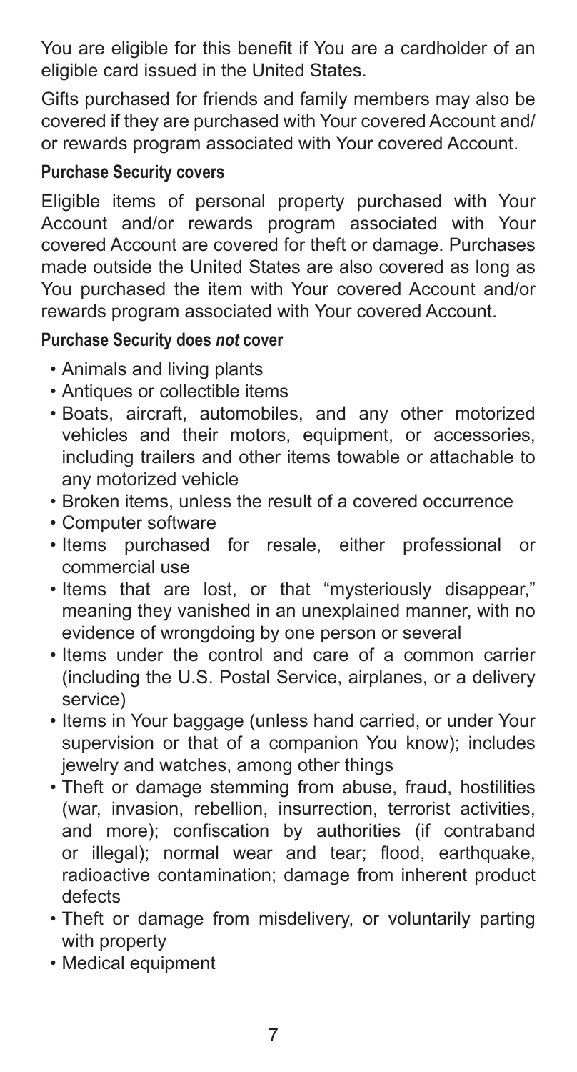You are eligible for this benefit if You are a cardholder of an eligible card issued in the United States.

Gifts purchased for friends and family members may also be covered if they are purchased with Your covered Account and/or rewards program associated with Your covered Account.

### Purchase Security covers

Eligible items of personal property purchased with Your Account and/or rewards program associated with Your covered Account are covered for theft or damage. Purchases made outside the United States are also covered as long as You purchased the item with Your covered Account and/or rewards program associated with Your covered Account.

### Purchase Security does *not* cover

- Animals and living plants
- Antiques or collectible items
- Boats, aircraft, automobiles, and any other motorized vehicles and their motors, equipment, or accessories, including trailers and other items towable or attachable to any motorized vehicle
- Broken items, unless the result of a covered occurrence
- Computer software
- Items purchased for resale, either professional or commercial use
- Items that are lost, or that "mysteriously disappear," meaning they vanished in an unexplained manner, with no evidence of wrongdoing by one person or several
- Items under the control and care of a common carrier (including the U.S. Postal Service, airplanes, or a delivery service)
- Items in Your baggage (unless hand carried, or under Your supervision or that of a companion You know); includes jewelry and watches, among other things
- Theft or damage stemming from abuse, fraud, hostilities (war, invasion, rebellion, insurrection, terrorist activities, and more); confiscation by authorities (if contraband or illegal); normal wear and tear; flood, earthquake, radioactive contamination; damage from inherent product defects
- Theft or damage from misdelivery, or voluntarily parting with property
- Medical equipment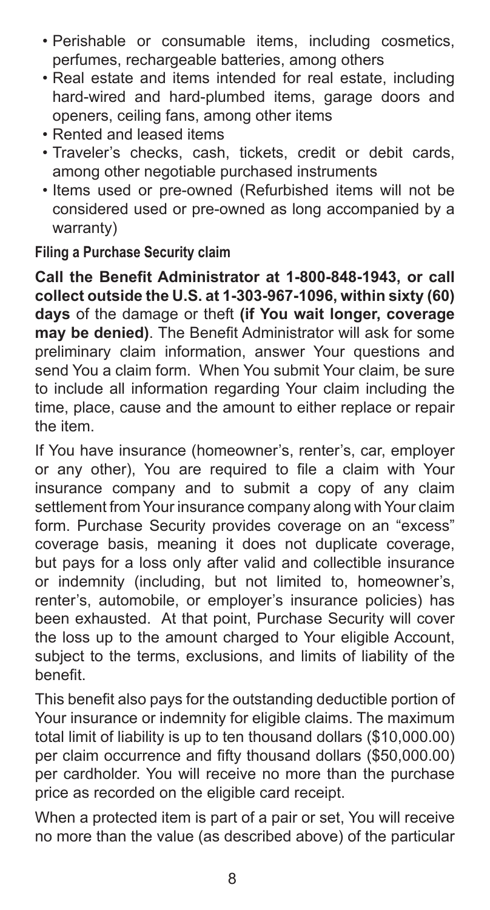- Perishable or consumable items, including cosmetics, perfumes, rechargeable batteries, among others
- Real estate and items intended for real estate, including hard-wired and hard-plumbed items, garage doors and openers, ceiling fans, among other items
- Rented and leased items
- Traveler's checks, cash, tickets, credit or debit cards, among other negotiable purchased instruments
- Items used or pre-owned (Refurbished items will not be considered used or pre-owned as long accompanied by a warranty)

### Filing a Purchase Security claim

**Call the Benefit Administrator at 1-800-848-1943, or call collect outside the U.S. at 1-303-967-1096, within sixty (60) days** of the damage or theft **(if You wait longer, coverage may be denied)**. The Benefit Administrator will ask for some preliminary claim information, answer Your questions and send You a claim form. When You submit Your claim, be sure to include all information regarding Your claim including the time, place, cause and the amount to either replace or repair the item.

If You have insurance (homeowner's, renter's, car, employer or any other), You are required to file a claim with Your insurance company and to submit a copy of any claim settlement from Your insurance company along with Your claim form. Purchase Security provides coverage on an "excess" coverage basis, meaning it does not duplicate coverage, but pays for a loss only after valid and collectible insurance or indemnity (including, but not limited to, homeowner's, renter's, automobile, or employer's insurance policies) has been exhausted. At that point, Purchase Security will cover the loss up to the amount charged to Your eligible Account, subject to the terms, exclusions, and limits of liability of the benefit.

This benefit also pays for the outstanding deductible portion of Your insurance or indemnity for eligible claims. The maximum total limit of liability is up to ten thousand dollars ($10,000.00) per claim occurrence and fifty thousand dollars ($50,000.00) per cardholder. You will receive no more than the purchase price as recorded on the eligible card receipt.

When a protected item is part of a pair or set, You will receive no more than the value (as described above) of the particular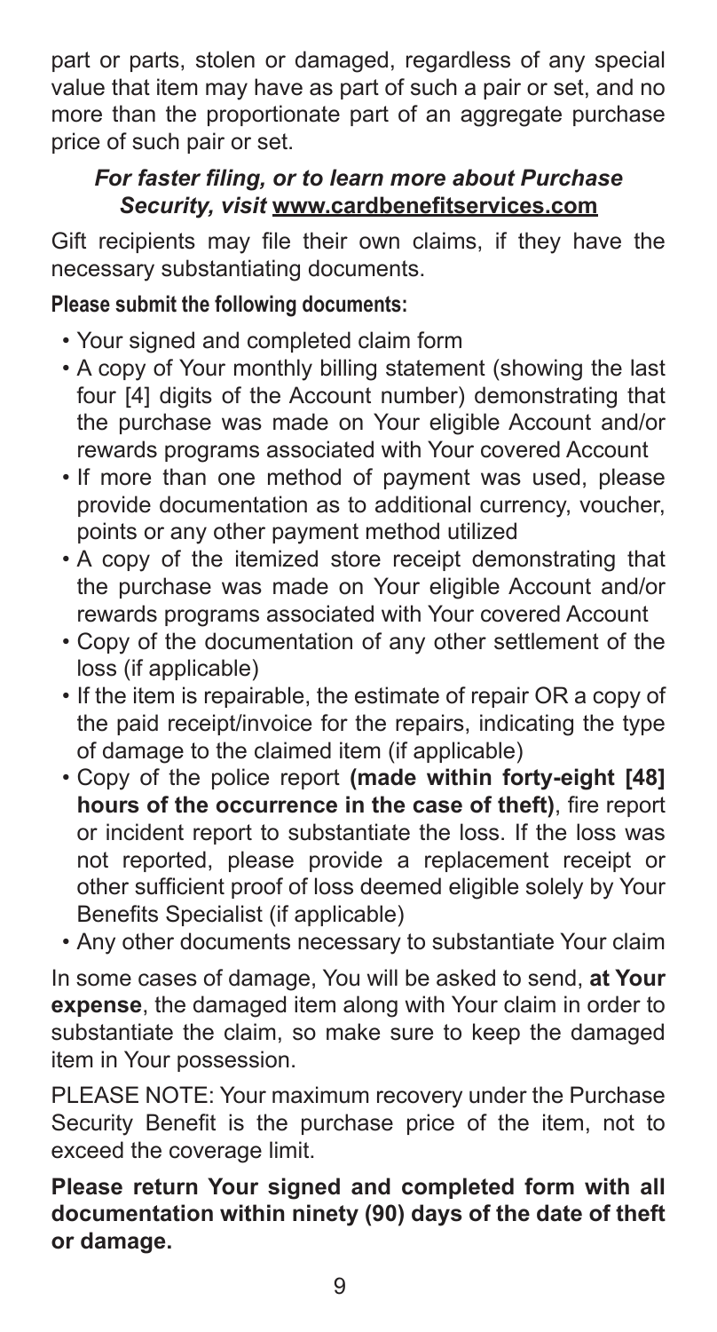part or parts, stolen or damaged, regardless of any special value that item may have as part of such a pair or set, and no more than the proportionate part of an aggregate purchase price of such pair or set.

***For faster filing, or to learn more about Purchase Security, visit* <u>www.cardbenefitservices.com</u>**

Gift recipients may file their own claims, if they have the necessary substantiating documents.

**Please submit the following documents:**

- Your signed and completed claim form
- A copy of Your monthly billing statement (showing the last four [4] digits of the Account number) demonstrating that the purchase was made on Your eligible Account and/or rewards programs associated with Your covered Account
- If more than one method of payment was used, please provide documentation as to additional currency, voucher, points or any other payment method utilized
- A copy of the itemized store receipt demonstrating that the purchase was made on Your eligible Account and/or rewards programs associated with Your covered Account
- Copy of the documentation of any other settlement of the loss (if applicable)
- If the item is repairable, the estimate of repair OR a copy of the paid receipt/invoice for the repairs, indicating the type of damage to the claimed item (if applicable)
- Copy of the police report **(made within forty-eight [48] hours of the occurrence in the case of theft)**, fire report or incident report to substantiate the loss. If the loss was not reported, please provide a replacement receipt or other sufficient proof of loss deemed eligible solely by Your Benefits Specialist (if applicable)
- Any other documents necessary to substantiate Your claim

In some cases of damage, You will be asked to send, **at Your expense**, the damaged item along with Your claim in order to substantiate the claim, so make sure to keep the damaged item in Your possession.

PLEASE NOTE: Your maximum recovery under the Purchase Security Benefit is the purchase price of the item, not to exceed the coverage limit.

**Please return Your signed and completed form with all documentation within ninety (90) days of the date of theft or damage.**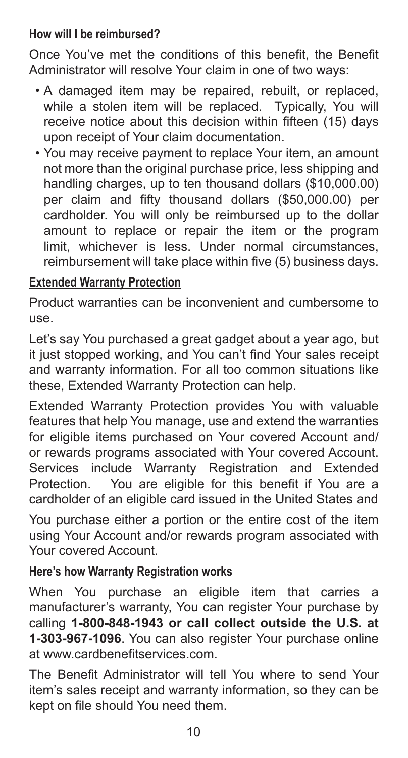### How will I be reimbursed?

Once You've met the conditions of this benefit, the Benefit Administrator will resolve Your claim in one of two ways:

- A damaged item may be repaired, rebuilt, or replaced, while a stolen item will be replaced. Typically, You will receive notice about this decision within fifteen (15) days upon receipt of Your claim documentation.
- You may receive payment to replace Your item, an amount not more than the original purchase price, less shipping and handling charges, up to ten thousand dollars ($10,000.00) per claim and fifty thousand dollars ($50,000.00) per cardholder. You will only be reimbursed up to the dollar amount to replace or repair the item or the program limit, whichever is less. Under normal circumstances, reimbursement will take place within five (5) business days.

## Extended Warranty Protection

Product warranties can be inconvenient and cumbersome to use.

Let's say You purchased a great gadget about a year ago, but it just stopped working, and You can't find Your sales receipt and warranty information. For all too common situations like these, Extended Warranty Protection can help.

Extended Warranty Protection provides You with valuable features that help You manage, use and extend the warranties for eligible items purchased on Your covered Account and/or rewards programs associated with Your covered Account. Services include Warranty Registration and Extended Protection. You are eligible for this benefit if You are a cardholder of an eligible card issued in the United States and You purchase either a portion or the entire cost of the item using Your Account and/or rewards program associated with Your covered Account.

### Here's how Warranty Registration works

When You purchase an eligible item that carries a manufacturer's warranty, You can register Your purchase by calling **1-800-848-1943 or call collect outside the U.S. at 1-303-967-1096**. You can also register Your purchase online at www.cardbenefitservices.com.

The Benefit Administrator will tell You where to send Your item's sales receipt and warranty information, so they can be kept on file should You need them.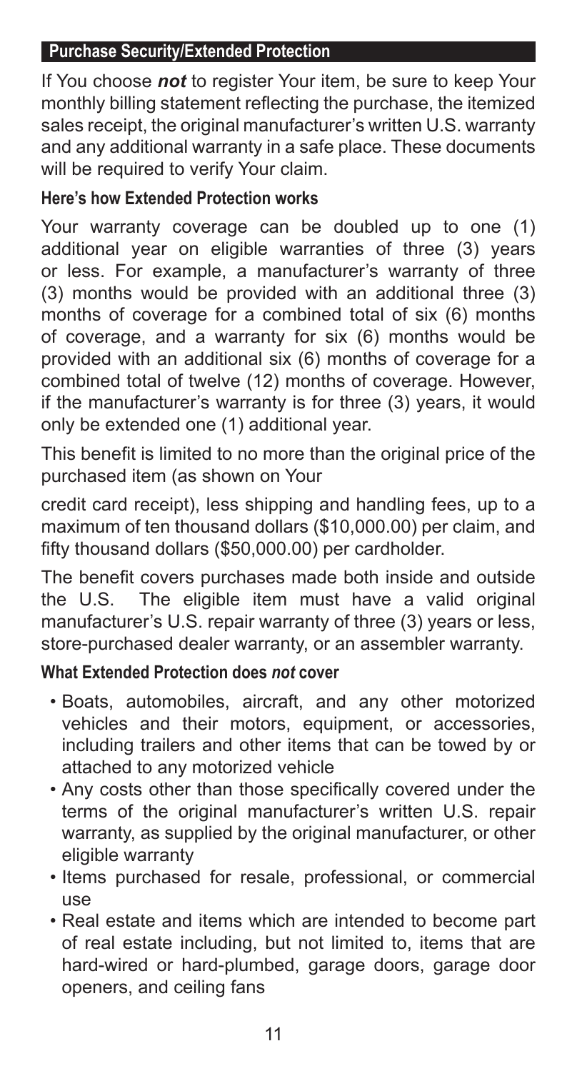## Purchase Security/Extended Protection

If You choose ***not*** to register Your item, be sure to keep Your monthly billing statement reflecting the purchase, the itemized sales receipt, the original manufacturer's written U.S. warranty and any additional warranty in a safe place. These documents will be required to verify Your claim.

### Here's how Extended Protection works

Your warranty coverage can be doubled up to one (1) additional year on eligible warranties of three (3) years or less. For example, a manufacturer's warranty of three (3) months would be provided with an additional three (3) months of coverage for a combined total of six (6) months of coverage, and a warranty for six (6) months would be provided with an additional six (6) months of coverage for a combined total of twelve (12) months of coverage. However, if the manufacturer's warranty is for three (3) years, it would only be extended one (1) additional year.

This benefit is limited to no more than the original price of the purchased item (as shown on Your credit card receipt), less shipping and handling fees, up to a maximum of ten thousand dollars ($10,000.00) per claim, and fifty thousand dollars ($50,000.00) per cardholder.

The benefit covers purchases made both inside and outside the U.S. The eligible item must have a valid original manufacturer's U.S. repair warranty of three (3) years or less, store-purchased dealer warranty, or an assembler warranty.

### What Extended Protection does *not* cover

- Boats, automobiles, aircraft, and any other motorized vehicles and their motors, equipment, or accessories, including trailers and other items that can be towed by or attached to any motorized vehicle
- Any costs other than those specifically covered under the terms of the original manufacturer's written U.S. repair warranty, as supplied by the original manufacturer, or other eligible warranty
- Items purchased for resale, professional, or commercial use
- Real estate and items which are intended to become part of real estate including, but not limited to, items that are hard-wired or hard-plumbed, garage doors, garage door openers, and ceiling fans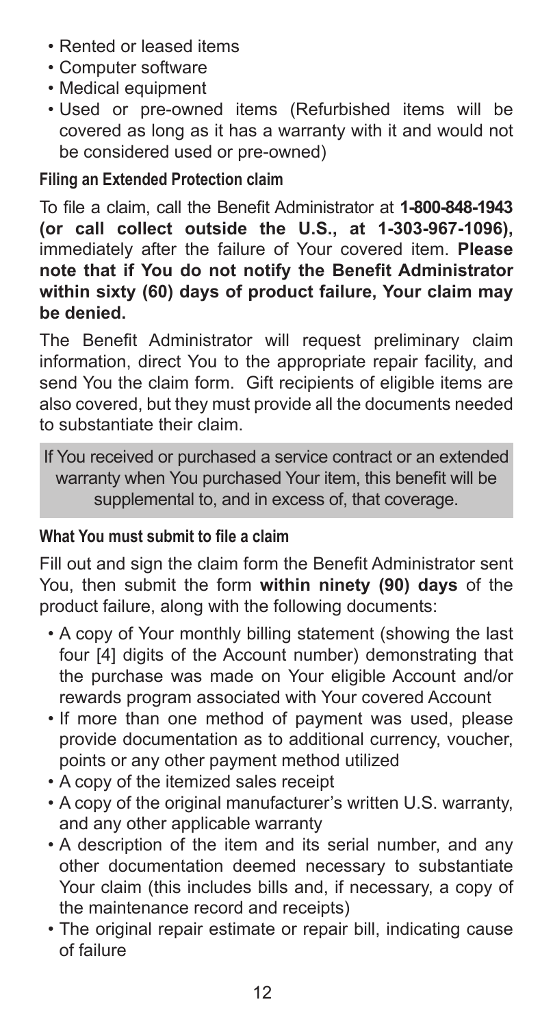- Rented or leased items
- Computer software
- Medical equipment
- Used or pre-owned items (Refurbished items will be covered as long as it has a warranty with it and would not be considered used or pre-owned)

### Filing an Extended Protection claim

To file a claim, call the Benefit Administrator at **1-800-848-1943 (or call collect outside the U.S., at 1-303-967-1096),** immediately after the failure of Your covered item. **Please note that if You do not notify the Benefit Administrator within sixty (60) days of product failure, Your claim may be denied.**

The Benefit Administrator will request preliminary claim information, direct You to the appropriate repair facility, and send You the claim form. Gift recipients of eligible items are also covered, but they must provide all the documents needed to substantiate their claim.

If You received or purchased a service contract or an extended warranty when You purchased Your item, this benefit will be supplemental to, and in excess of, that coverage.

### What You must submit to file a claim

Fill out and sign the claim form the Benefit Administrator sent You, then submit the form **within ninety (90) days** of the product failure, along with the following documents:

- A copy of Your monthly billing statement (showing the last four [4] digits of the Account number) demonstrating that the purchase was made on Your eligible Account and/or rewards program associated with Your covered Account
- If more than one method of payment was used, please provide documentation as to additional currency, voucher, points or any other payment method utilized
- A copy of the itemized sales receipt
- A copy of the original manufacturer's written U.S. warranty, and any other applicable warranty
- A description of the item and its serial number, and any other documentation deemed necessary to substantiate Your claim (this includes bills and, if necessary, a copy of the maintenance record and receipts)
- The original repair estimate or repair bill, indicating cause of failure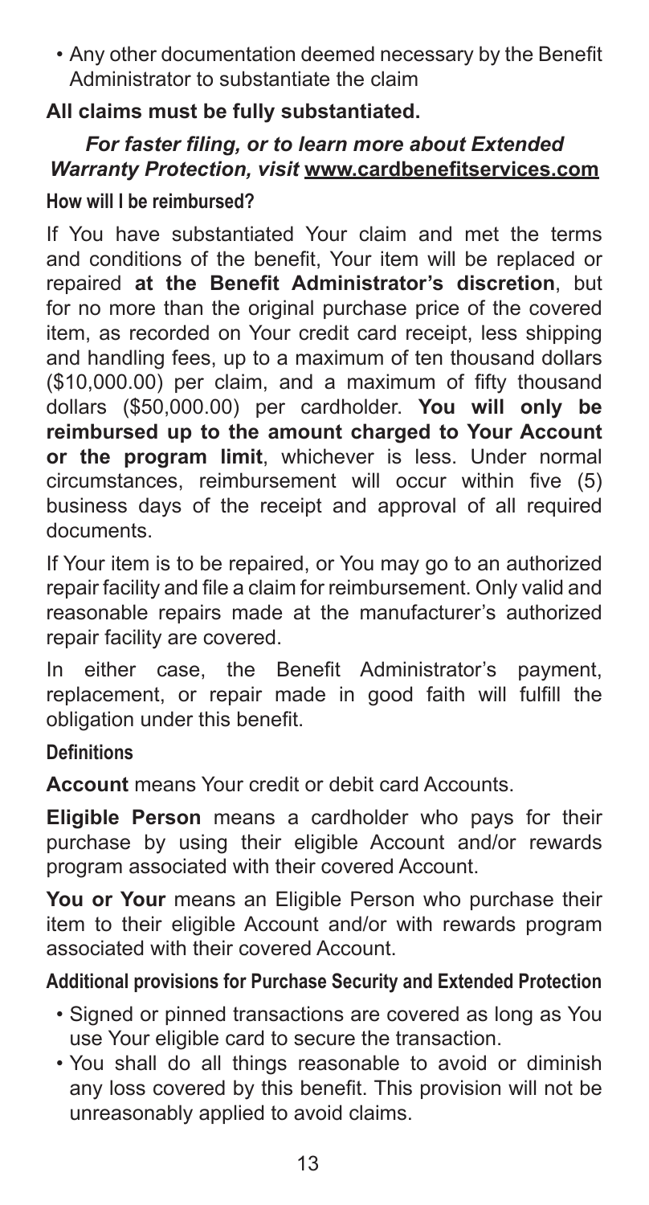- Any other documentation deemed necessary by the Benefit Administrator to substantiate the claim

**All claims must be fully substantiated.**

***For faster filing, or to learn more about Extended Warranty Protection, visit*** **www.cardbenefitservices.com**

### How will I be reimbursed?

If You have substantiated Your claim and met the terms and conditions of the benefit, Your item will be replaced or repaired **at the Benefit Administrator's discretion**, but for no more than the original purchase price of the covered item, as recorded on Your credit card receipt, less shipping and handling fees, up to a maximum of ten thousand dollars ($10,000.00) per claim, and a maximum of fifty thousand dollars ($50,000.00) per cardholder. **You will only be reimbursed up to the amount charged to Your Account or the program limit**, whichever is less. Under normal circumstances, reimbursement will occur within five (5) business days of the receipt and approval of all required documents.

If Your item is to be repaired, or You may go to an authorized repair facility and file a claim for reimbursement. Only valid and reasonable repairs made at the manufacturer's authorized repair facility are covered.

In either case, the Benefit Administrator's payment, replacement, or repair made in good faith will fulfill the obligation under this benefit.

### Definitions

**Account** means Your credit or debit card Accounts.

**Eligible Person** means a cardholder who pays for their purchase by using their eligible Account and/or rewards program associated with their covered Account.

**You or Your** means an Eligible Person who purchase their item to their eligible Account and/or with rewards program associated with their covered Account.

### Additional provisions for Purchase Security and Extended Protection

- Signed or pinned transactions are covered as long as You use Your eligible card to secure the transaction.
- You shall do all things reasonable to avoid or diminish any loss covered by this benefit. This provision will not be unreasonably applied to avoid claims.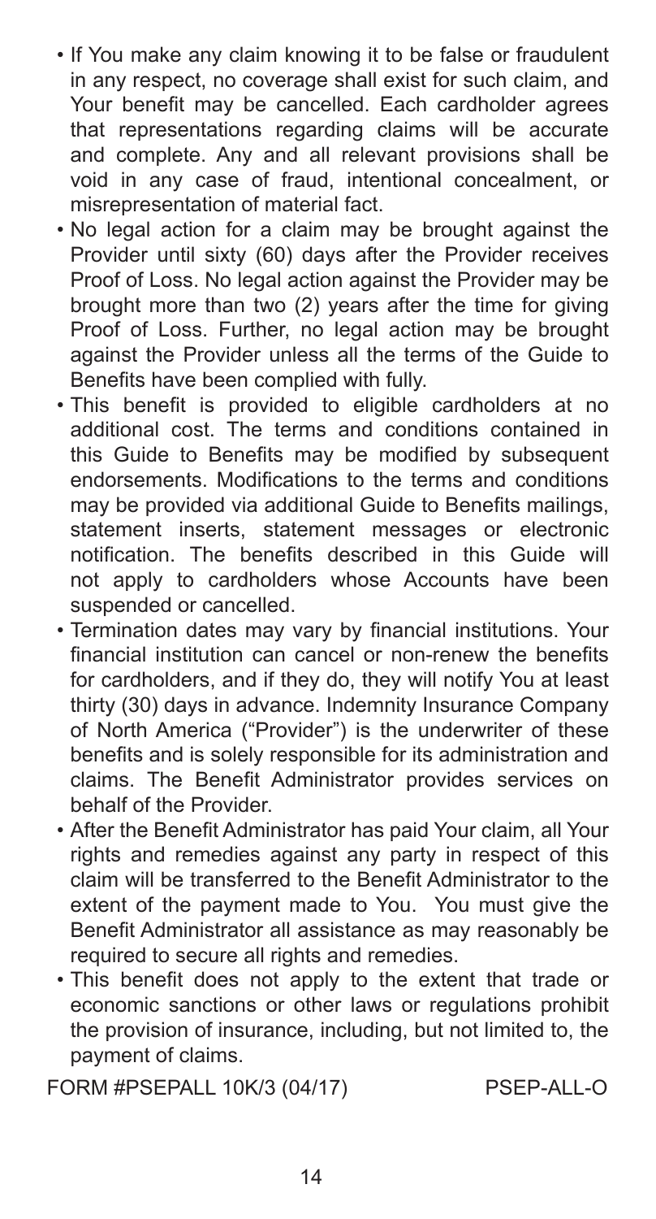- If You make any claim knowing it to be false or fraudulent in any respect, no coverage shall exist for such claim, and Your benefit may be cancelled. Each cardholder agrees that representations regarding claims will be accurate and complete. Any and all relevant provisions shall be void in any case of fraud, intentional concealment, or misrepresentation of material fact.
- No legal action for a claim may be brought against the Provider until sixty (60) days after the Provider receives Proof of Loss. No legal action against the Provider may be brought more than two (2) years after the time for giving Proof of Loss. Further, no legal action may be brought against the Provider unless all the terms of the Guide to Benefits have been complied with fully.
- This benefit is provided to eligible cardholders at no additional cost. The terms and conditions contained in this Guide to Benefits may be modified by subsequent endorsements. Modifications to the terms and conditions may be provided via additional Guide to Benefits mailings, statement inserts, statement messages or electronic notification. The benefits described in this Guide will not apply to cardholders whose Accounts have been suspended or cancelled.
- Termination dates may vary by financial institutions. Your financial institution can cancel or non-renew the benefits for cardholders, and if they do, they will notify You at least thirty (30) days in advance. Indemnity Insurance Company of North America ("Provider") is the underwriter of these benefits and is solely responsible for its administration and claims. The Benefit Administrator provides services on behalf of the Provider.
- After the Benefit Administrator has paid Your claim, all Your rights and remedies against any party in respect of this claim will be transferred to the Benefit Administrator to the extent of the payment made to You. You must give the Benefit Administrator all assistance as may reasonably be required to secure all rights and remedies.
- This benefit does not apply to the extent that trade or economic sanctions or other laws or regulations prohibit the provision of insurance, including, but not limited to, the payment of claims.

FORM #PSEPALL 10K/3 (04/17) PSEP-ALL-O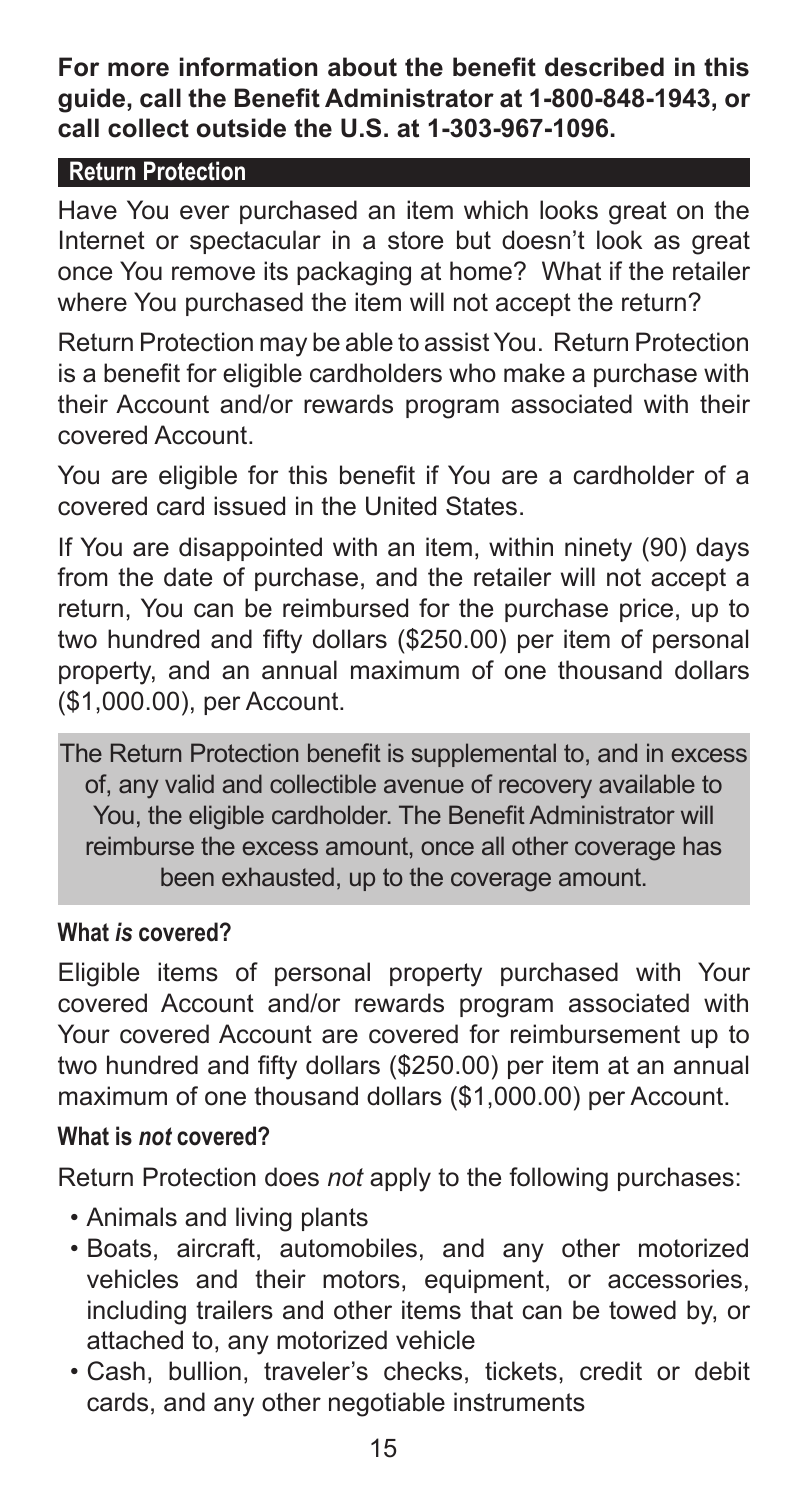**For more information about the benefit described in this guide, call the Benefit Administrator at 1-800-848-1943, or call collect outside the U.S. at 1-303-967-1096.**

## Return Protection

Have You ever purchased an item which looks great on the Internet or spectacular in a store but doesn't look as great once You remove its packaging at home? What if the retailer where You purchased the item will not accept the return?

Return Protection may be able to assist You. Return Protection is a benefit for eligible cardholders who make a purchase with their Account and/or rewards program associated with their covered Account.

You are eligible for this benefit if You are a cardholder of a covered card issued in the United States.

If You are disappointed with an item, within ninety (90) days from the date of purchase, and the retailer will not accept a return, You can be reimbursed for the purchase price, up to two hundred and fifty dollars ($250.00) per item of personal property, and an annual maximum of one thousand dollars ($1,000.00), per Account.

The Return Protection benefit is supplemental to, and in excess of, any valid and collectible avenue of recovery available to You, the eligible cardholder. The Benefit Administrator will reimburse the excess amount, once all other coverage has been exhausted, up to the coverage amount.

### What *is* covered?

Eligible items of personal property purchased with Your covered Account and/or rewards program associated with Your covered Account are covered for reimbursement up to two hundred and fifty dollars ($250.00) per item at an annual maximum of one thousand dollars ($1,000.00) per Account.

### What is *not* covered?

Return Protection does *not* apply to the following purchases:

- Animals and living plants
- Boats, aircraft, automobiles, and any other motorized vehicles and their motors, equipment, or accessories, including trailers and other items that can be towed by, or attached to, any motorized vehicle
- Cash, bullion, traveler's checks, tickets, credit or debit cards, and any other negotiable instruments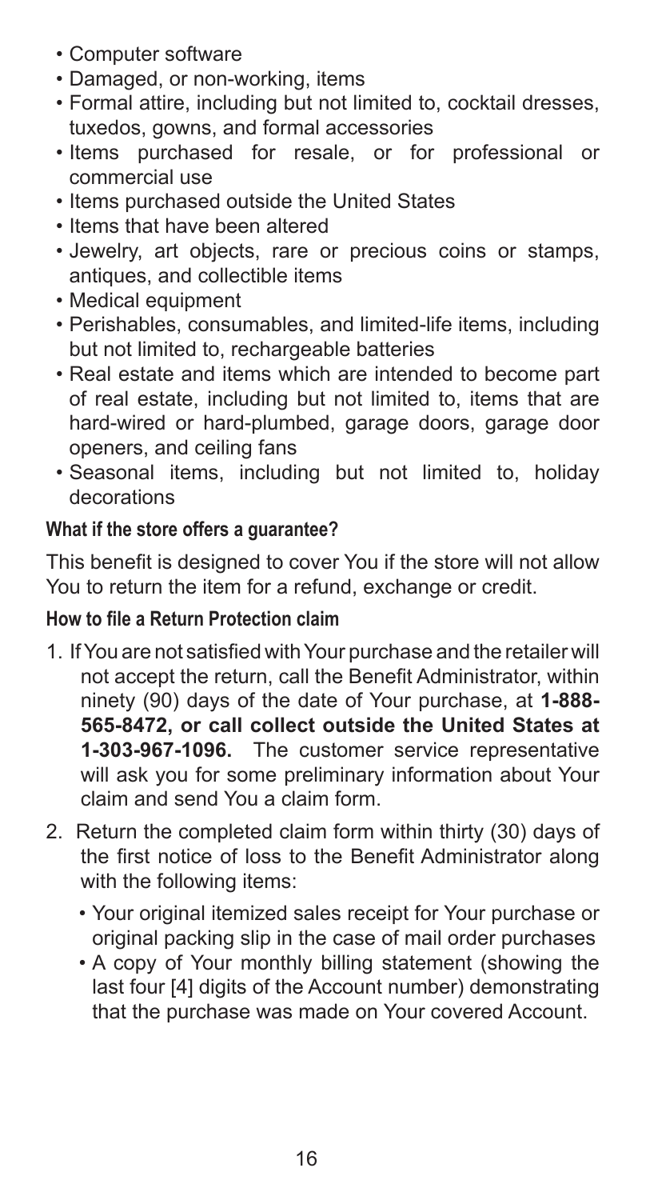- Computer software
- Damaged, or non-working, items
- Formal attire, including but not limited to, cocktail dresses, tuxedos, gowns, and formal accessories
- Items purchased for resale, or for professional or commercial use
- Items purchased outside the United States
- Items that have been altered
- Jewelry, art objects, rare or precious coins or stamps, antiques, and collectible items
- Medical equipment
- Perishables, consumables, and limited-life items, including but not limited to, rechargeable batteries
- Real estate and items which are intended to become part of real estate, including but not limited to, items that are hard-wired or hard-plumbed, garage doors, garage door openers, and ceiling fans
- Seasonal items, including but not limited to, holiday decorations

### What if the store offers a guarantee?

This benefit is designed to cover You if the store will not allow You to return the item for a refund, exchange or credit.

### How to file a Return Protection claim

1. If You are not satisfied with Your purchase and the retailer will not accept the return, call the Benefit Administrator, within ninety (90) days of the date of Your purchase, at **1-888-565-8472, or call collect outside the United States at 1-303-967-1096.** The customer service representative will ask you for some preliminary information about Your claim and send You a claim form.
2. Return the completed claim form within thirty (30) days of the first notice of loss to the Benefit Administrator along with the following items:
   - Your original itemized sales receipt for Your purchase or original packing slip in the case of mail order purchases
   - A copy of Your monthly billing statement (showing the last four [4] digits of the Account number) demonstrating that the purchase was made on Your covered Account.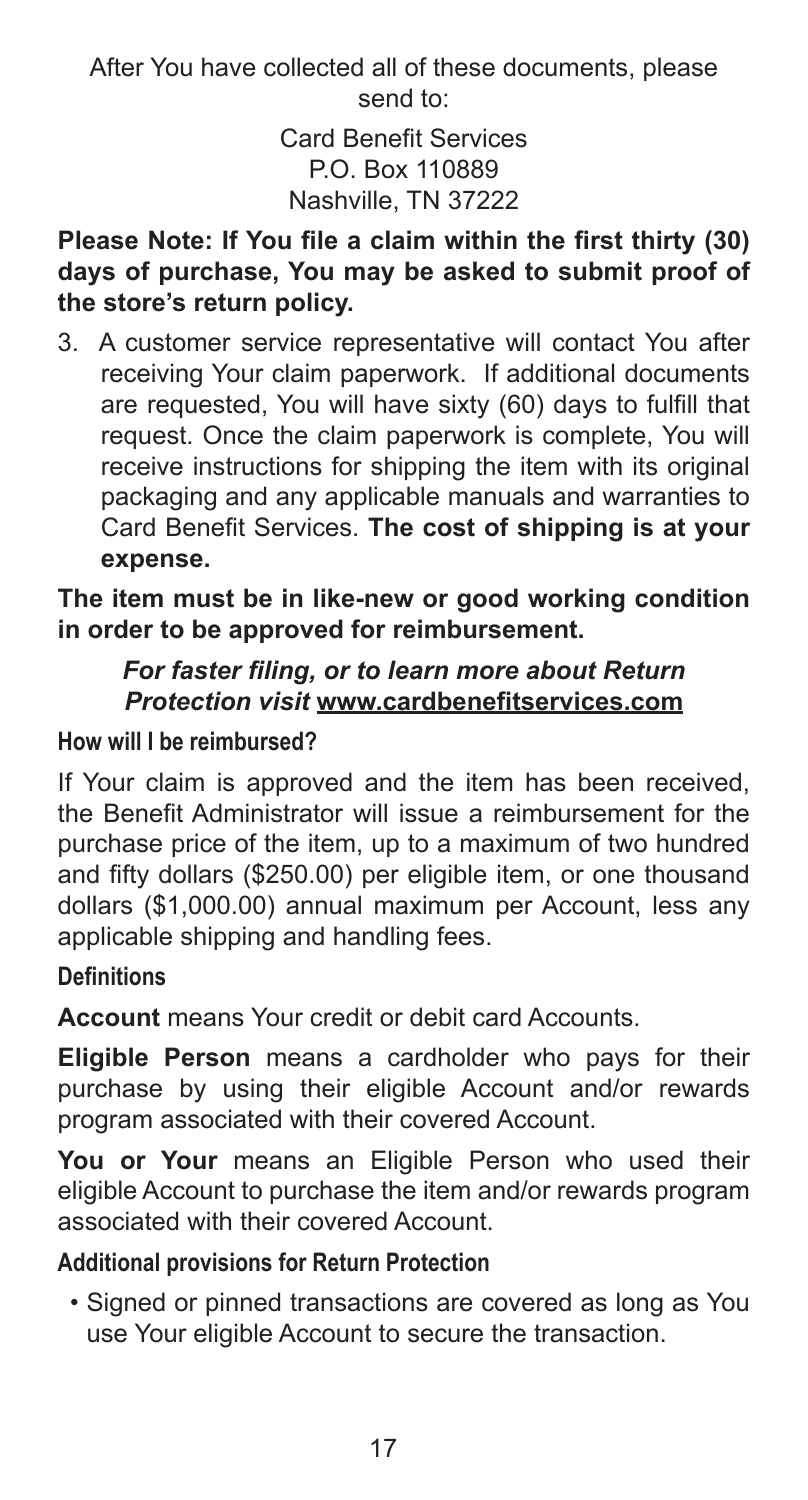After You have collected all of these documents, please send to:

Card Benefit Services
P.O. Box 110889
Nashville, TN 37222

**Please Note: If You file a claim within the first thirty (30) days of purchase, You may be asked to submit proof of the store's return policy.**

3. A customer service representative will contact You after receiving Your claim paperwork. If additional documents are requested, You will have sixty (60) days to fulfill that request. Once the claim paperwork is complete, You will receive instructions for shipping the item with its original packaging and any applicable manuals and warranties to Card Benefit Services. **The cost of shipping is at your expense.**

**The item must be in like-new or good working condition in order to be approved for reimbursement.**

***For faster filing, or to learn more about Return Protection visit* <u>www.cardbenefitservices.com</u>**

#### How will I be reimbursed?

If Your claim is approved and the item has been received, the Benefit Administrator will issue a reimbursement for the purchase price of the item, up to a maximum of two hundred and fifty dollars ($250.00) per eligible item, or one thousand dollars ($1,000.00) annual maximum per Account, less any applicable shipping and handling fees.

#### Definitions

**Account** means Your credit or debit card Accounts.

**Eligible Person** means a cardholder who pays for their purchase by using their eligible Account and/or rewards program associated with their covered Account.

**You or Your** means an Eligible Person who used their eligible Account to purchase the item and/or rewards program associated with their covered Account.

#### Additional provisions for Return Protection

- Signed or pinned transactions are covered as long as You use Your eligible Account to secure the transaction.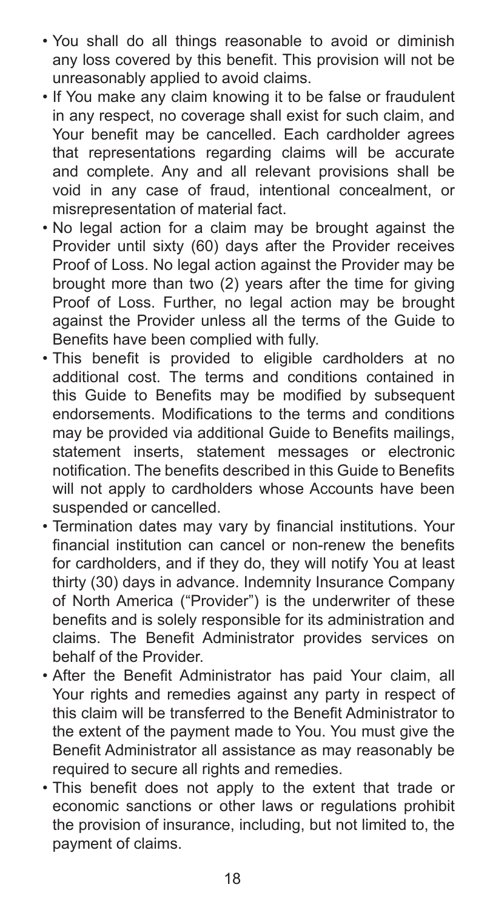- You shall do all things reasonable to avoid or diminish any loss covered by this benefit. This provision will not be unreasonably applied to avoid claims.
- If You make any claim knowing it to be false or fraudulent in any respect, no coverage shall exist for such claim, and Your benefit may be cancelled. Each cardholder agrees that representations regarding claims will be accurate and complete. Any and all relevant provisions shall be void in any case of fraud, intentional concealment, or misrepresentation of material fact.
- No legal action for a claim may be brought against the Provider until sixty (60) days after the Provider receives Proof of Loss. No legal action against the Provider may be brought more than two (2) years after the time for giving Proof of Loss. Further, no legal action may be brought against the Provider unless all the terms of the Guide to Benefits have been complied with fully.
- This benefit is provided to eligible cardholders at no additional cost. The terms and conditions contained in this Guide to Benefits may be modified by subsequent endorsements. Modifications to the terms and conditions may be provided via additional Guide to Benefits mailings, statement inserts, statement messages or electronic notification. The benefits described in this Guide to Benefits will not apply to cardholders whose Accounts have been suspended or cancelled.
- Termination dates may vary by financial institutions. Your financial institution can cancel or non-renew the benefits for cardholders, and if they do, they will notify You at least thirty (30) days in advance. Indemnity Insurance Company of North America ("Provider") is the underwriter of these benefits and is solely responsible for its administration and claims. The Benefit Administrator provides services on behalf of the Provider.
- After the Benefit Administrator has paid Your claim, all Your rights and remedies against any party in respect of this claim will be transferred to the Benefit Administrator to the extent of the payment made to You. You must give the Benefit Administrator all assistance as may reasonably be required to secure all rights and remedies.
- This benefit does not apply to the extent that trade or economic sanctions or other laws or regulations prohibit the provision of insurance, including, but not limited to, the payment of claims.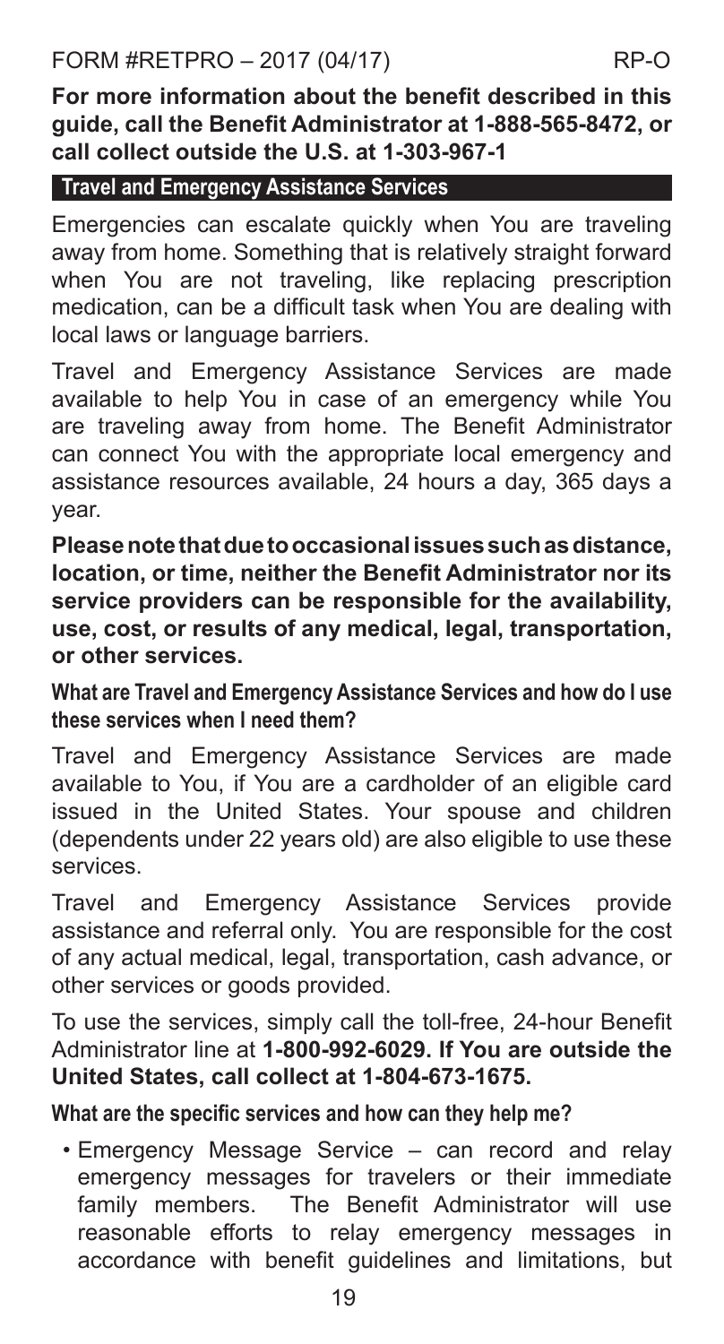FORM #RETPRO – 2017 (04/17) RP-O

**For more information about the benefit described in this guide, call the Benefit Administrator at 1-888-565-8472, or call collect outside the U.S. at 1-303-967-1**

## Travel and Emergency Assistance Services

Emergencies can escalate quickly when You are traveling away from home. Something that is relatively straight forward when You are not traveling, like replacing prescription medication, can be a difficult task when You are dealing with local laws or language barriers.

Travel and Emergency Assistance Services are made available to help You in case of an emergency while You are traveling away from home. The Benefit Administrator can connect You with the appropriate local emergency and assistance resources available, 24 hours a day, 365 days a year.

**Please note that due to occasional issues such as distance, location, or time, neither the Benefit Administrator nor its service providers can be responsible for the availability, use, cost, or results of any medical, legal, transportation, or other services.**

### What are Travel and Emergency Assistance Services and how do I use these services when I need them?

Travel and Emergency Assistance Services are made available to You, if You are a cardholder of an eligible card issued in the United States. Your spouse and children (dependents under 22 years old) are also eligible to use these services.

Travel and Emergency Assistance Services provide assistance and referral only. You are responsible for the cost of any actual medical, legal, transportation, cash advance, or other services or goods provided.

To use the services, simply call the toll-free, 24-hour Benefit Administrator line at **1-800-992-6029. If You are outside the United States, call collect at 1-804-673-1675.**

### What are the specific services and how can they help me?

- Emergency Message Service – can record and relay emergency messages for travelers or their immediate family members. The Benefit Administrator will use reasonable efforts to relay emergency messages in accordance with benefit guidelines and limitations, but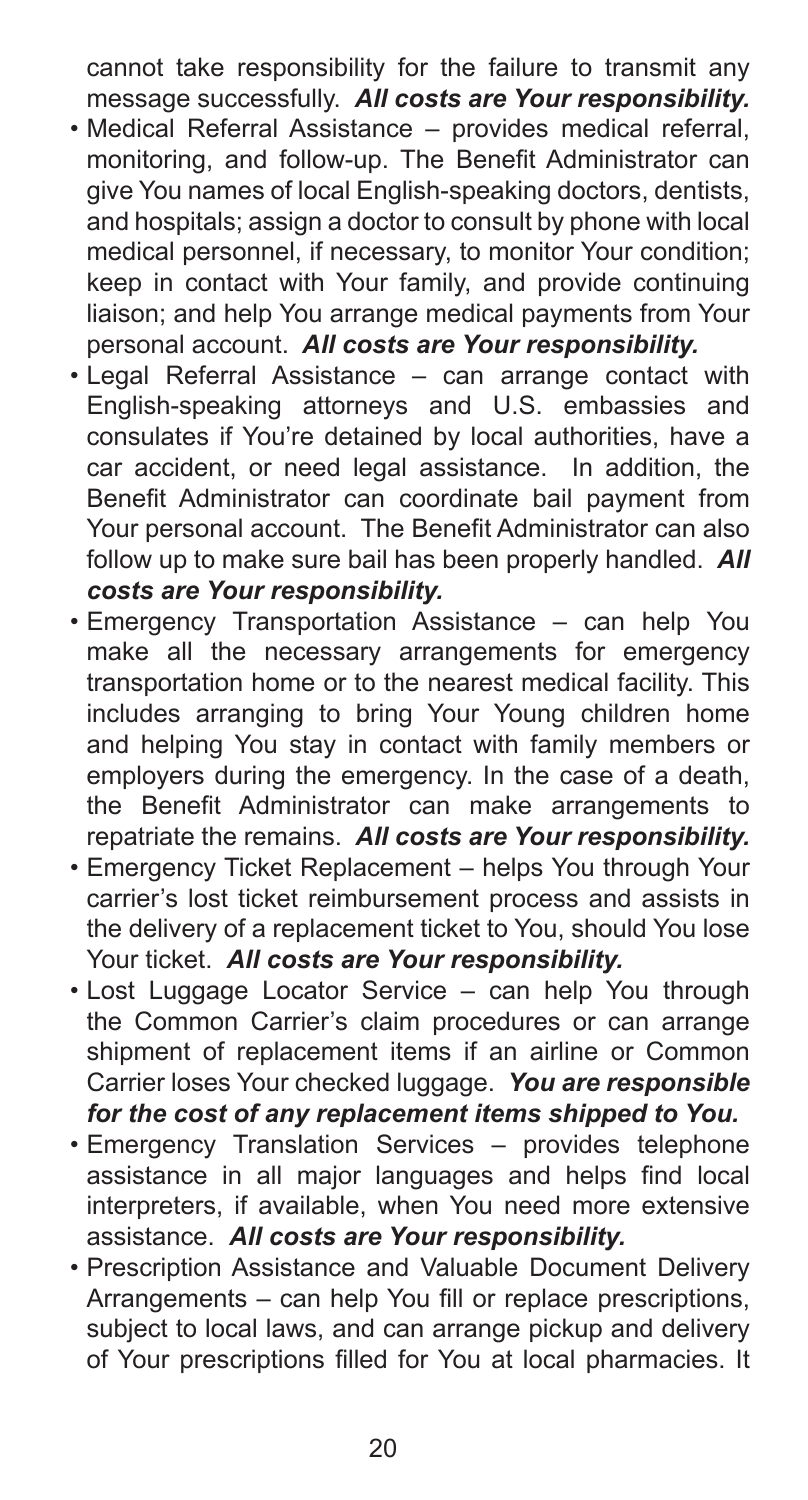cannot take responsibility for the failure to transmit any message successfully. ***All costs are Your responsibility.***

- Medical Referral Assistance – provides medical referral, monitoring, and follow-up. The Benefit Administrator can give You names of local English-speaking doctors, dentists, and hospitals; assign a doctor to consult by phone with local medical personnel, if necessary, to monitor Your condition; keep in contact with Your family, and provide continuing liaison; and help You arrange medical payments from Your personal account. ***All costs are Your responsibility.***
- Legal Referral Assistance – can arrange contact with English-speaking attorneys and U.S. embassies and consulates if You're detained by local authorities, have a car accident, or need legal assistance. In addition, the Benefit Administrator can coordinate bail payment from Your personal account. The Benefit Administrator can also follow up to make sure bail has been properly handled. ***All costs are Your responsibility.***
- Emergency Transportation Assistance – can help You make all the necessary arrangements for emergency transportation home or to the nearest medical facility. This includes arranging to bring Your Young children home and helping You stay in contact with family members or employers during the emergency. In the case of a death, the Benefit Administrator can make arrangements to repatriate the remains. ***All costs are Your responsibility.***
- Emergency Ticket Replacement – helps You through Your carrier's lost ticket reimbursement process and assists in the delivery of a replacement ticket to You, should You lose Your ticket. ***All costs are Your responsibility.***
- Lost Luggage Locator Service – can help You through the Common Carrier's claim procedures or can arrange shipment of replacement items if an airline or Common Carrier loses Your checked luggage. ***You are responsible for the cost of any replacement items shipped to You.***
- Emergency Translation Services – provides telephone assistance in all major languages and helps find local interpreters, if available, when You need more extensive assistance. ***All costs are Your responsibility.***
- Prescription Assistance and Valuable Document Delivery Arrangements – can help You fill or replace prescriptions, subject to local laws, and can arrange pickup and delivery of Your prescriptions filled for You at local pharmacies. It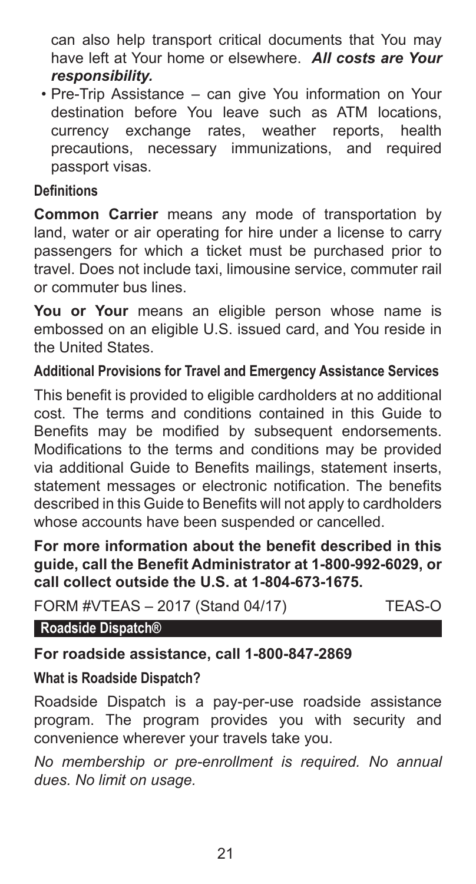can also help transport critical documents that You may have left at Your home or elsewhere. ***All costs are Your responsibility.***

- Pre-Trip Assistance – can give You information on Your destination before You leave such as ATM locations, currency exchange rates, weather reports, health precautions, necessary immunizations, and required passport visas.

### Definitions

**Common Carrier** means any mode of transportation by land, water or air operating for hire under a license to carry passengers for which a ticket must be purchased prior to travel. Does not include taxi, limousine service, commuter rail or commuter bus lines.

**You or Your** means an eligible person whose name is embossed on an eligible U.S. issued card, and You reside in the United States.

### Additional Provisions for Travel and Emergency Assistance Services

This benefit is provided to eligible cardholders at no additional cost. The terms and conditions contained in this Guide to Benefits may be modified by subsequent endorsements. Modifications to the terms and conditions may be provided via additional Guide to Benefits mailings, statement inserts, statement messages or electronic notification. The benefits described in this Guide to Benefits will not apply to cardholders whose accounts have been suspended or cancelled.

**For more information about the benefit described in this guide, call the Benefit Administrator at 1-800-992-6029, or call collect outside the U.S. at 1-804-673-1675.**

FORM #VTEAS – 2017 (Stand 04/17) TEAS-O

## Roadside Dispatch®

**For roadside assistance, call 1-800-847-2869**

### What is Roadside Dispatch?

Roadside Dispatch is a pay-per-use roadside assistance program. The program provides you with security and convenience wherever your travels take you.

*No membership or pre-enrollment is required. No annual dues. No limit on usage.*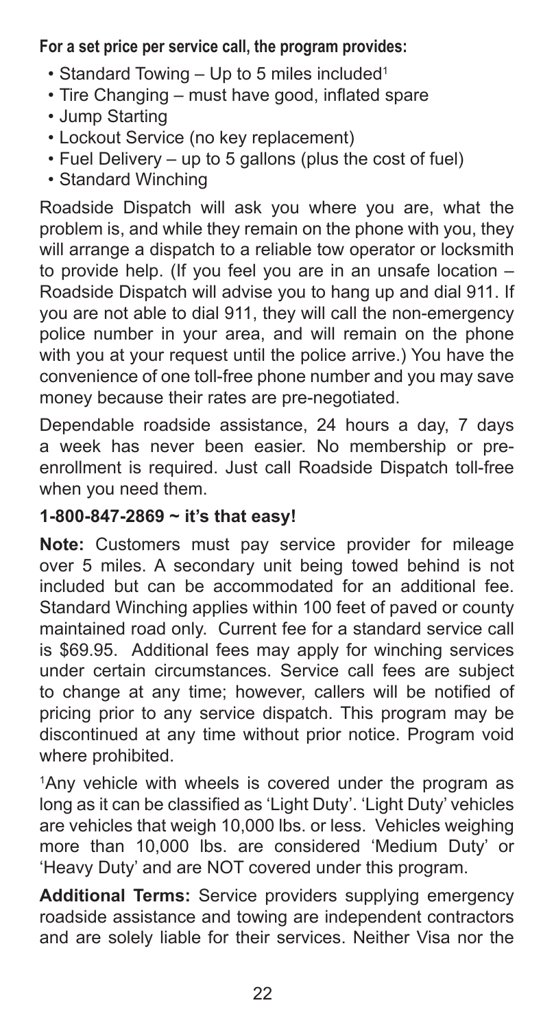**For a set price per service call, the program provides:**

- Standard Towing – Up to 5 miles included[1]
- Tire Changing – must have good, inflated spare
- Jump Starting
- Lockout Service (no key replacement)
- Fuel Delivery – up to 5 gallons (plus the cost of fuel)
- Standard Winching

Roadside Dispatch will ask you where you are, what the problem is, and while they remain on the phone with you, they will arrange a dispatch to a reliable tow operator or locksmith to provide help. (If you feel you are in an unsafe location – Roadside Dispatch will advise you to hang up and dial 911. If you are not able to dial 911, they will call the non-emergency police number in your area, and will remain on the phone with you at your request until the police arrive.) You have the convenience of one toll-free phone number and you may save money because their rates are pre-negotiated.

Dependable roadside assistance, 24 hours a day, 7 days a week has never been easier. No membership or pre-enrollment is required. Just call Roadside Dispatch toll-free when you need them.

**1-800-847-2869 ~ it's that easy!**

**Note:** Customers must pay service provider for mileage over 5 miles. A secondary unit being towed behind is not included but can be accommodated for an additional fee. Standard Winching applies within 100 feet of paved or county maintained road only. Current fee for a standard service call is $69.95. Additional fees may apply for winching services under certain circumstances. Service call fees are subject to change at any time; however, callers will be notified of pricing prior to any service dispatch. This program may be discontinued at any time without prior notice. Program void where prohibited.

[1]Any vehicle with wheels is covered under the program as long as it can be classified as 'Light Duty'. 'Light Duty' vehicles are vehicles that weigh 10,000 lbs. or less. Vehicles weighing more than 10,000 lbs. are considered 'Medium Duty' or 'Heavy Duty' and are NOT covered under this program.

**Additional Terms:** Service providers supplying emergency roadside assistance and towing are independent contractors and are solely liable for their services. Neither Visa nor the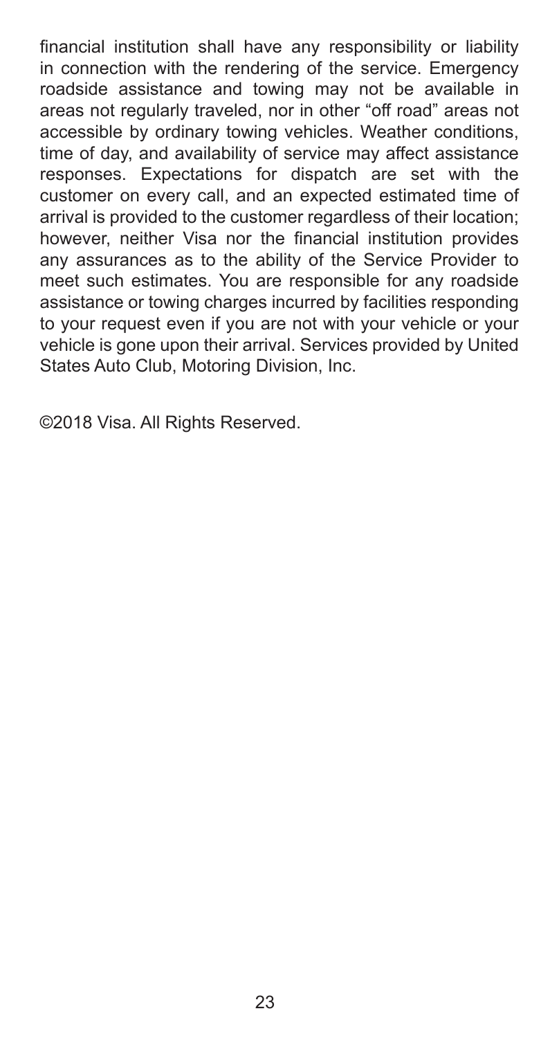financial institution shall have any responsibility or liability in connection with the rendering of the service. Emergency roadside assistance and towing may not be available in areas not regularly traveled, nor in other "off road" areas not accessible by ordinary towing vehicles. Weather conditions, time of day, and availability of service may affect assistance responses. Expectations for dispatch are set with the customer on every call, and an expected estimated time of arrival is provided to the customer regardless of their location; however, neither Visa nor the financial institution provides any assurances as to the ability of the Service Provider to meet such estimates. You are responsible for any roadside assistance or towing charges incurred by facilities responding to your request even if you are not with your vehicle or your vehicle is gone upon their arrival. Services provided by United States Auto Club, Motoring Division, Inc.

©2018 Visa. All Rights Reserved.